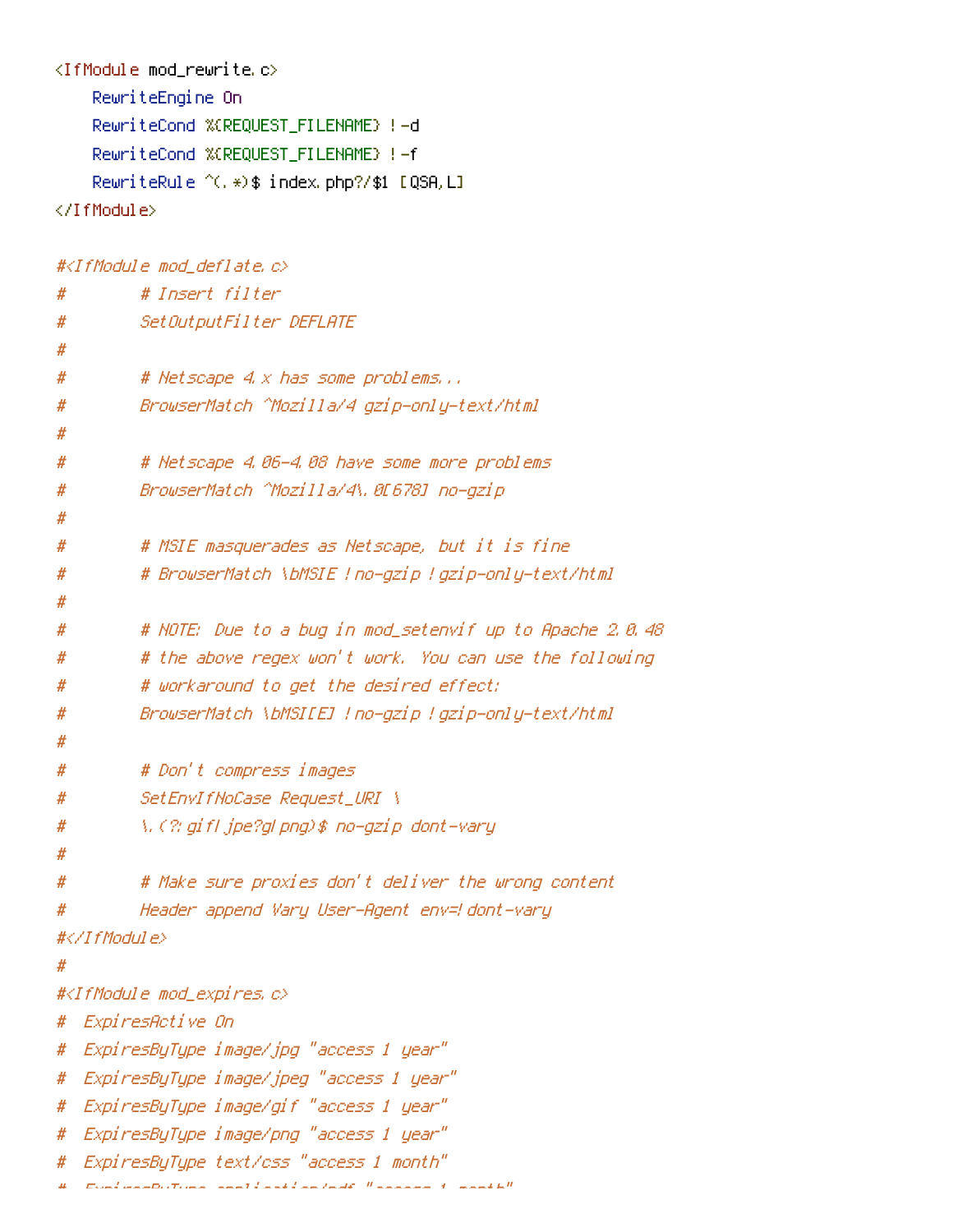```
<IfModule mod_rewrite.c>
    RewriteEngine On
    RewriteCond %{REQUEST_FILENAME} !-d
    RewriteCond %{REQUEST_FILENAME} !-f
    RewriteRule ^(.*)$ index.php?/$1 [QSA,L]
</IfModule>

#<IfModule mod_deflate.c>
#        # Insert filter
#        SetOutputFilter DEFLATE
#
#        # Netscape 4.x has some problems...
#        BrowserMatch ^Mozilla/4 gzip-only-text/html
#
#        # Netscape 4.06-4.08 have some more problems
#        BrowserMatch ^Mozilla/4\.0[678] no-gzip
#
#        # MSIE masquerades as Netscape, but it is fine
#        # BrowserMatch \bMSIE !no-gzip !gzip-only-text/html
#
#        # NOTE: Due to a bug in mod_setenvif up to Apache 2.0.48
#        # the above regex won't work. You can use the following
#        # workaround to get the desired effect:
#        BrowserMatch \bMSI[E] !no-gzip !gzip-only-text/html
#
#        # Don't compress images
#        SetEnvIfNoCase Request_URI \
#        \.(?:gif|jpe?g|png)$ no-gzip dont-vary
#
#        # Make sure proxies don't deliver the wrong content
#        Header append Vary User-Agent env=!dont-vary
#</IfModule>
#
#<IfModule mod_expires.c>
#  ExpiresActive On
#  ExpiresByType image/jpg "access 1 year"
#  ExpiresByType image/jpeg "access 1 year"
#  ExpiresByType image/gif "access 1 year"
#  ExpiresByType image/png "access 1 year"
#  ExpiresByType text/css "access 1 month"
```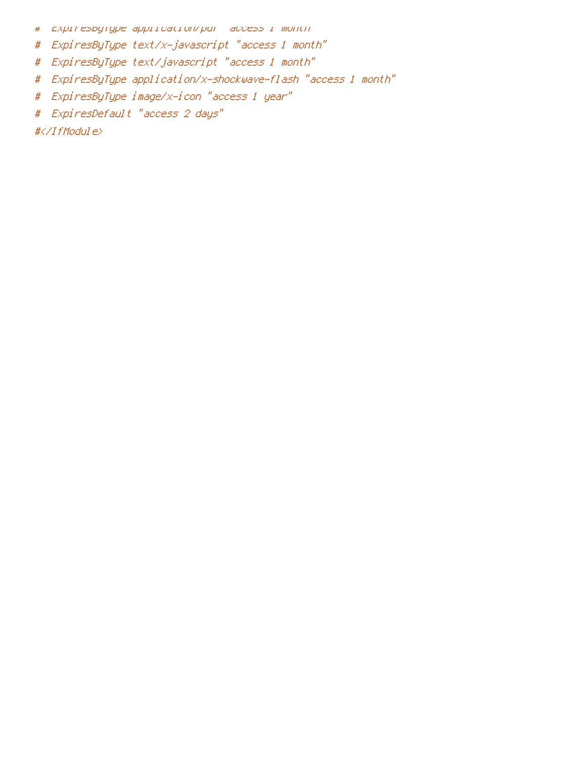```
#  ExpiresByType application/pdf "access 1 month"
#  ExpiresByType text/x-javascript "access 1 month"
#  ExpiresByType text/javascript "access 1 month"
#  ExpiresByType application/x-shockwave-flash "access 1 month"
#  ExpiresByType image/x-icon "access 1 year"
#  ExpiresDefault "access 2 days"
#</IfModule>
```